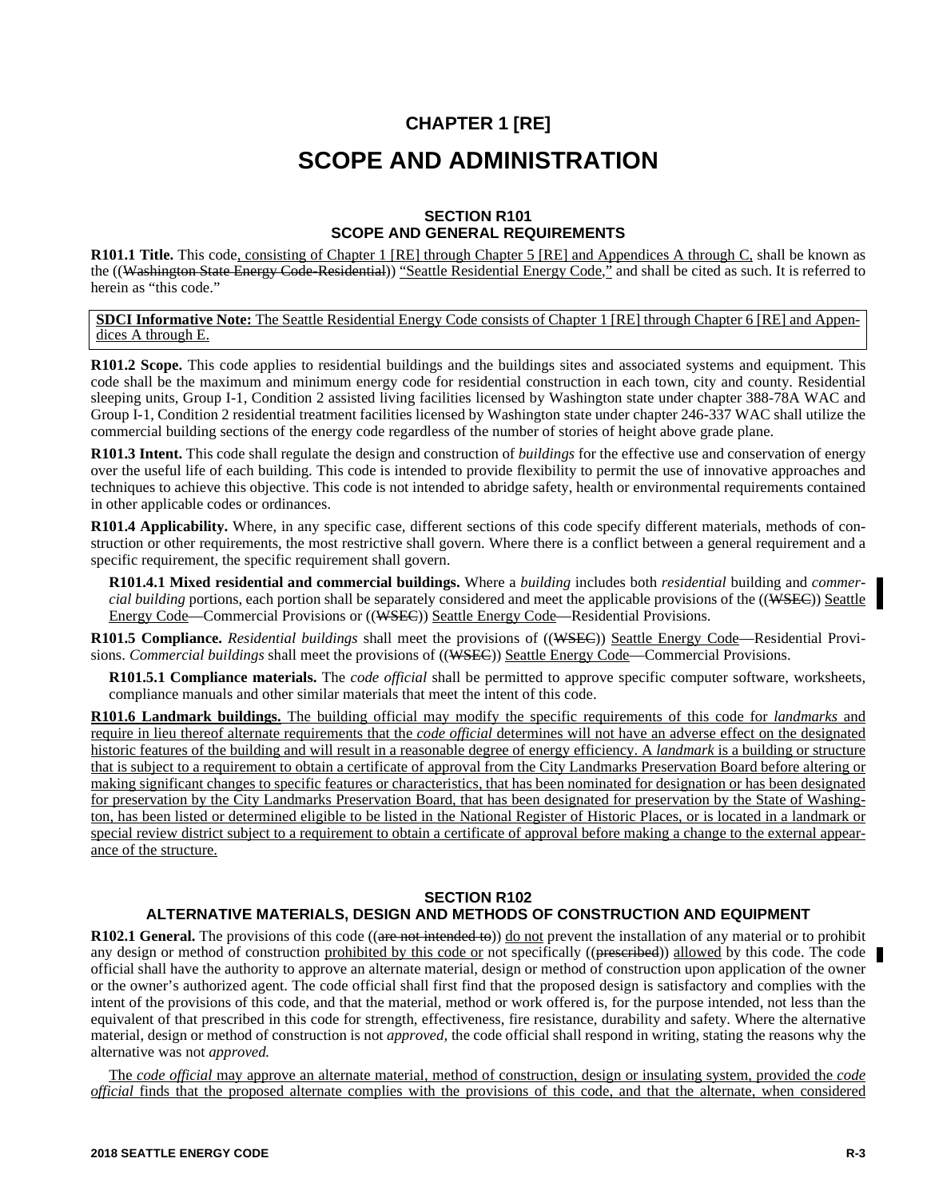# CHAPTER 1 [RE]

# SCOPE AND ADMINISTRATION

## SECTION R101
## SCOPE AND GENERAL REQUIREMENTS

**R101.1 Title.** This code<u>, consisting of Chapter 1 [RE] through Chapter 5 [RE] and Appendices A through C,</u> shall be known as the ((~~Washington State Energy Code-Residential~~)) <u>"Seattle Residential Energy Code,"</u> and shall be cited as such. It is referred to herein as "this code."

> <u>**SDCI Informative Note:** The Seattle Residential Energy Code consists of Chapter 1 [RE] through Chapter 6 [RE] and Appendices A through E.</u>

**R101.2 Scope.** This code applies to residential buildings and the buildings sites and associated systems and equipment. This code shall be the maximum and minimum energy code for residential construction in each town, city and county. Residential sleeping units, Group I-1, Condition 2 assisted living facilities licensed by Washington state under chapter 388-78A WAC and Group I-1, Condition 2 residential treatment facilities licensed by Washington state under chapter 246-337 WAC shall utilize the commercial building sections of the energy code regardless of the number of stories of height above grade plane.

**R101.3 Intent.** This code shall regulate the design and construction of *buildings* for the effective use and conservation of energy over the useful life of each building. This code is intended to provide flexibility to permit the use of innovative approaches and techniques to achieve this objective. This code is not intended to abridge safety, health or environmental requirements contained in other applicable codes or ordinances.

**R101.4 Applicability.** Where, in any specific case, different sections of this code specify different materials, methods of construction or other requirements, the most restrictive shall govern. Where there is a conflict between a general requirement and a specific requirement, the specific requirement shall govern.

**R101.4.1 Mixed residential and commercial buildings.** Where a *building* includes both *residential* building and *commercial building* portions, each portion shall be separately considered and meet the applicable provisions of the ((~~WSEC~~)) <u>Seattle Energy Code</u>—Commercial Provisions or ((~~WSEC~~)) <u>Seattle Energy Code</u>—Residential Provisions.

**R101.5 Compliance.** *Residential buildings* shall meet the provisions of ((~~WSEC~~)) <u>Seattle Energy Code</u>—Residential Provisions. *Commercial buildings* shall meet the provisions of ((~~WSEC~~)) <u>Seattle Energy Code</u>—Commercial Provisions.

**R101.5.1 Compliance materials.** The *code official* shall be permitted to approve specific computer software, worksheets, compliance manuals and other similar materials that meet the intent of this code.

<u>**R101.6 Landmark buildings.** The building official may modify the specific requirements of this code for *landmarks* and require in lieu thereof alternate requirements that the *code official* determines will not have an adverse effect on the designated historic features of the building and will result in a reasonable degree of energy efficiency. A *landmark* is a building or structure that is subject to a requirement to obtain a certificate of approval from the City Landmarks Preservation Board before altering or making significant changes to specific features or characteristics, that has been nominated for designation or has been designated for preservation by the City Landmarks Preservation Board, that has been designated for preservation by the State of Washington, has been listed or determined eligible to be listed in the National Register of Historic Places, or is located in a landmark or special review district subject to a requirement to obtain a certificate of approval before making a change to the external appearance of the structure.</u>

## SECTION R102
## ALTERNATIVE MATERIALS, DESIGN AND METHODS OF CONSTRUCTION AND EQUIPMENT

**R102.1 General.** The provisions of this code ((~~are not intended to~~)) <u>do not</u> prevent the installation of any material or to prohibit any design or method of construction <u>prohibited by this code or</u> not specifically ((~~prescribed~~)) <u>allowed</u> by this code. The code official shall have the authority to approve an alternate material, design or method of construction upon application of the owner or the owner's authorized agent. The code official shall first find that the proposed design is satisfactory and complies with the intent of the provisions of this code, and that the material, method or work offered is, for the purpose intended, not less than the equivalent of that prescribed in this code for strength, effectiveness, fire resistance, durability and safety. Where the alternative material, design or method of construction is not *approved*, the code official shall respond in writing, stating the reasons why the alternative was not *approved.*

<u>The *code official* may approve an alternate material, method of construction, design or insulating system, provided the *code official* finds that the proposed alternate complies with the provisions of this code, and that the alternate, when considered</u>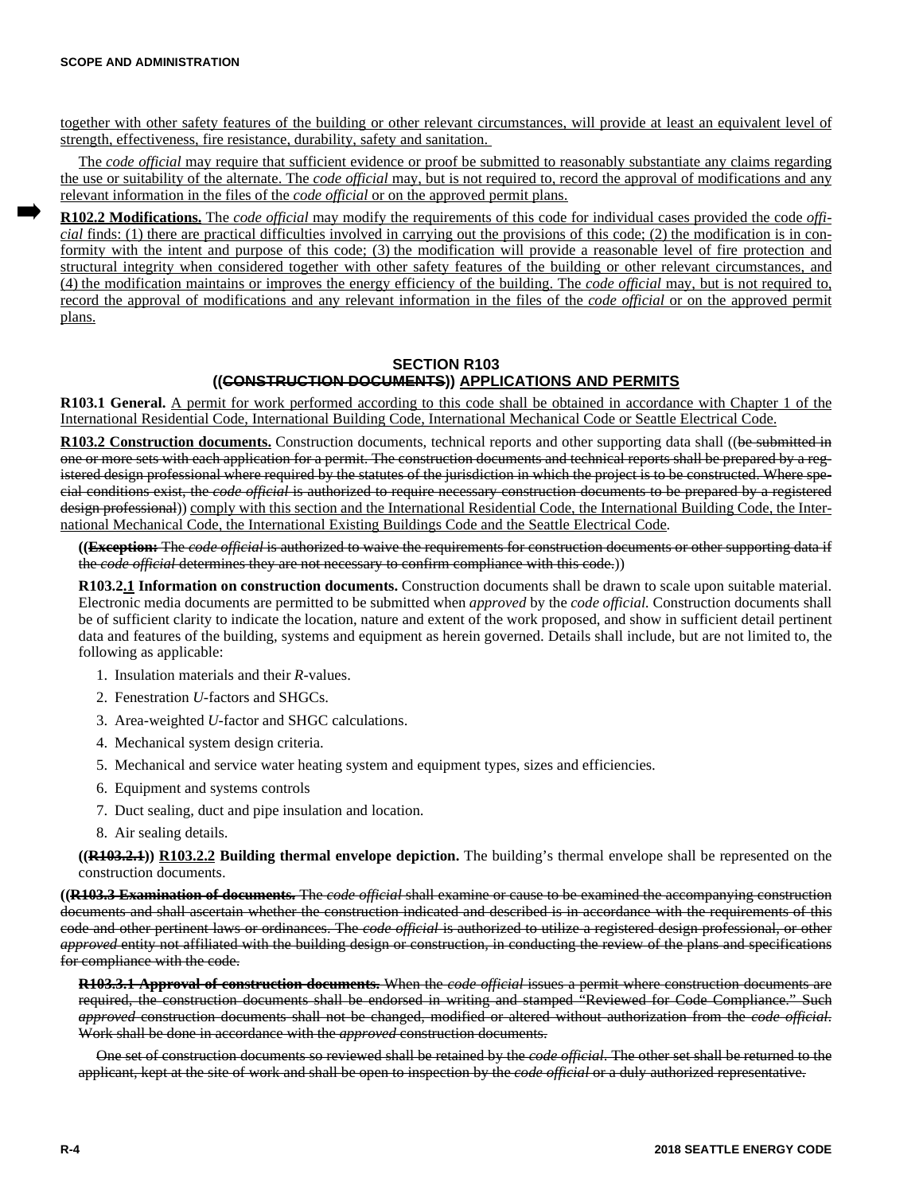together with other safety features of the building or other relevant circumstances, will provide at least an equivalent level of strength, effectiveness, fire resistance, durability, safety and sanitation.

The *code official* may require that sufficient evidence or proof be submitted to reasonably substantiate any claims regarding the use or suitability of the alternate. The *code official* may, but is not required to, record the approval of modifications and any relevant information in the files of the *code official* or on the approved permit plans.

**R102.2 Modifications.** The *code official* may modify the requirements of this code for individual cases provided the code *official* finds: (1) there are practical difficulties involved in carrying out the provisions of this code; (2) the modification is in conformity with the intent and purpose of this code; (3) the modification will provide a reasonable level of fire protection and structural integrity when considered together with other safety features of the building or other relevant circumstances, and (4) the modification maintains or improves the energy efficiency of the building. The *code official* may, but is not required to, record the approval of modifications and any relevant information in the files of the *code official* or on the approved permit plans.

## SECTION R103
## ((~~CONSTRUCTION DOCUMENTS~~)) APPLICATIONS AND PERMITS

**R103.1 General.** A permit for work performed according to this code shall be obtained in accordance with Chapter 1 of the International Residential Code, International Building Code, International Mechanical Code or Seattle Electrical Code.

**R103.2 Construction documents.** Construction documents, technical reports and other supporting data shall ((~~be submitted in one or more sets with each application for a permit. The construction documents and technical reports shall be prepared by a registered design professional where required by the statutes of the jurisdiction in which the project is to be constructed. Where special conditions exist, the *code official* is authorized to require necessary construction documents to be prepared by a registered design professional~~)) comply with this section and the International Residential Code, the International Building Code, the International Mechanical Code, the International Existing Buildings Code and the Seattle Electrical Code.

((~~**Exception:** The *code official* is authorized to waive the requirements for construction documents or other supporting data if the *code official* determines they are not necessary to confirm compliance with this code.~~))

**R103.2.1 Information on construction documents.** Construction documents shall be drawn to scale upon suitable material. Electronic media documents are permitted to be submitted when *approved* by the *code official.* Construction documents shall be of sufficient clarity to indicate the location, nature and extent of the work proposed, and show in sufficient detail pertinent data and features of the building, systems and equipment as herein governed. Details shall include, but are not limited to, the following as applicable:

1. Insulation materials and their *R*-values.
2. Fenestration *U*-factors and SHGCs.
3. Area-weighted *U*-factor and SHGC calculations.
4. Mechanical system design criteria.
5. Mechanical and service water heating system and equipment types, sizes and efficiencies.
6. Equipment and systems controls
7. Duct sealing, duct and pipe insulation and location.
8. Air sealing details.

((~~**R103.2.1**~~)) **R103.2.2 Building thermal envelope depiction.** The building's thermal envelope shall be represented on the construction documents.

((~~**R103.3 Examination of documents.** The *code official* shall examine or cause to be examined the accompanying construction documents and shall ascertain whether the construction indicated and described is in accordance with the requirements of this code and other pertinent laws or ordinances. The *code official* is authorized to utilize a registered design professional, or other *approved* entity not affiliated with the building design or construction, in conducting the review of the plans and specifications for compliance with the code.~~

~~**R103.3.1 Approval of construction documents.** When the *code official* issues a permit where construction documents are required, the construction documents shall be endorsed in writing and stamped "Reviewed for Code Compliance." Such *approved* construction documents shall not be changed, modified or altered without authorization from the *code official*. Work shall be done in accordance with the *approved* construction documents.~~

~~One set of construction documents so reviewed shall be retained by the *code official*. The other set shall be returned to the applicant, kept at the site of work and shall be open to inspection by the *code official* or a duly authorized representative.~~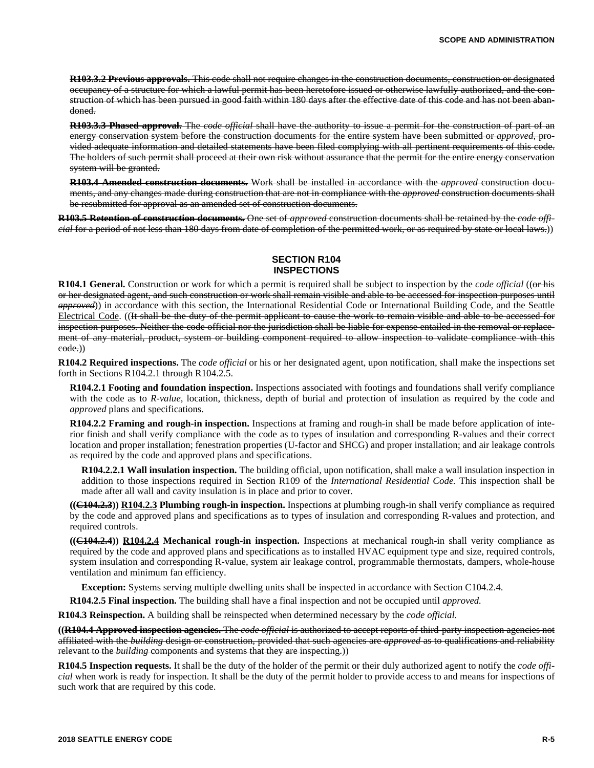~~**R103.3.2 Previous approvals.** This code shall not require changes in the construction documents, construction or designated occupancy of a structure for which a lawful permit has been heretofore issued or otherwise lawfully authorized, and the construction of which has been pursued in good faith within 180 days after the effective date of this code and has not been abandoned.~~

~~**R103.3.3 Phased approval.** The *code official* shall have the authority to issue a permit for the construction of part of an energy conservation system before the construction documents for the entire system have been submitted or *approved*, provided adequate information and detailed statements have been filed complying with all pertinent requirements of this code. The holders of such permit shall proceed at their own risk without assurance that the permit for the entire energy conservation system will be granted.~~

~~**R103.4 Amended construction documents.** Work shall be installed in accordance with the *approved* construction documents, and any changes made during construction that are not in compliance with the *approved* construction documents shall be resubmitted for approval as an amended set of construction documents.~~

~~**R103.5 Retention of construction documents.** One set of *approved* construction documents shall be retained by the *code official* for a period of not less than 180 days from date of completion of the permitted work, or as required by state or local laws.~~))

## SECTION R104 INSPECTIONS

**R104.1 General.** Construction or work for which a permit is required shall be subject to inspection by the *code official* ((~~or his or her designated agent, and such construction or work shall remain visible and able to be accessed for inspection purposes until *approved*~~)) <u>in accordance with this section, the International Residential Code or International Building Code, and the Seattle Electrical Code</u>. ((~~It shall be the duty of the permit applicant to cause the work to remain visible and able to be accessed for inspection purposes. Neither the code official nor the jurisdiction shall be liable for expense entailed in the removal or replacement of any material, product, system or building component required to allow inspection to validate compliance with this code.~~))

**R104.2 Required inspections.** The *code official* or his or her designated agent, upon notification, shall make the inspections set forth in Sections R104.2.1 through R104.2.5.

**R104.2.1 Footing and foundation inspection.** Inspections associated with footings and foundations shall verify compliance with the code as to *R-value*, location, thickness, depth of burial and protection of insulation as required by the code and *approved* plans and specifications.

**R104.2.2 Framing and rough-in inspection.** Inspections at framing and rough-in shall be made before application of interior finish and shall verify compliance with the code as to types of insulation and corresponding R-values and their correct location and proper installation; fenestration properties (U-factor and SHCG) and proper installation; and air leakage controls as required by the code and approved plans and specifications.

**R104.2.2.1 Wall insulation inspection.** The building official, upon notification, shall make a wall insulation inspection in addition to those inspections required in Section R109 of the *International Residential Code.* This inspection shall be made after all wall and cavity insulation is in place and prior to cover.

**((~~C104.2.3~~)) <u>R104.2.3</u> Plumbing rough-in inspection.** Inspections at plumbing rough-in shall verify compliance as required by the code and approved plans and specifications as to types of insulation and corresponding R-values and protection, and required controls.

**((~~C104.2.4~~)) <u>R104.2.4</u> Mechanical rough-in inspection.** Inspections at mechanical rough-in shall verity compliance as required by the code and approved plans and specifications as to installed HVAC equipment type and size, required controls, system insulation and corresponding R-value, system air leakage control, programmable thermostats, dampers, whole-house ventilation and minimum fan efficiency.

**Exception:** Systems serving multiple dwelling units shall be inspected in accordance with Section C104.2.4.

**R104.2.5 Final inspection.** The building shall have a final inspection and not be occupied until *approved.*

**R104.3 Reinspection.** A building shall be reinspected when determined necessary by the *code official.*

**((~~R104.4 Approved inspection agencies.~~** ~~The *code official* is authorized to accept reports of third-party inspection agencies not affiliated with the *building* design or construction, provided that such agencies are *approved* as to qualifications and reliability relevant to the *building* components and systems that they are inspecting.~~))

**R104.5 Inspection requests.** It shall be the duty of the holder of the permit or their duly authorized agent to notify the *code official* when work is ready for inspection. It shall be the duty of the permit holder to provide access to and means for inspections of such work that are required by this code.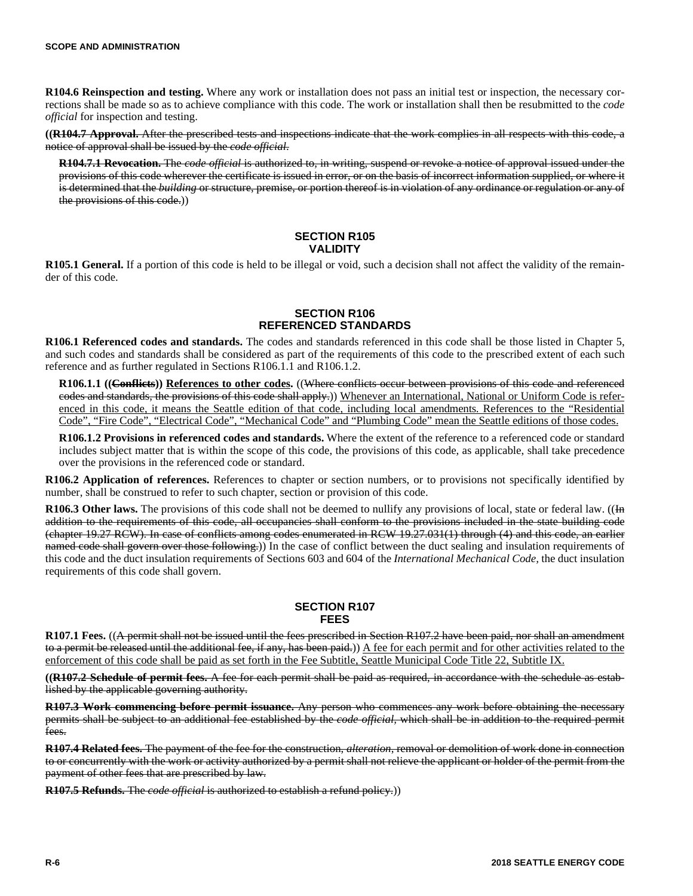**R104.6 Reinspection and testing.** Where any work or installation does not pass an initial test or inspection, the necessary corrections shall be made so as to achieve compliance with this code. The work or installation shall then be resubmitted to the *code official* for inspection and testing.

**((~~R104.7 Approval.~~** ~~After the prescribed tests and inspections indicate that the work complies in all respects with this code, a notice of approval shall be issued by the *code official*.~~

**~~R104.7.1 Revocation.~~** ~~The *code official* is authorized to, in writing, suspend or revoke a notice of approval issued under the provisions of this code wherever the certificate is issued in error, or on the basis of incorrect information supplied, or where it is determined that the *building* or structure, premise, or portion thereof is in violation of any ordinance or regulation or any of the provisions of this code.~~))

## SECTION R105 VALIDITY

**R105.1 General.** If a portion of this code is held to be illegal or void, such a decision shall not affect the validity of the remainder of this code.

## SECTION R106 REFERENCED STANDARDS

**R106.1 Referenced codes and standards.** The codes and standards referenced in this code shall be those listed in Chapter 5, and such codes and standards shall be considered as part of the requirements of this code to the prescribed extent of each such reference and as further regulated in Sections R106.1.1 and R106.1.2.

**R106.1.1 ((~~Conflicts~~)) <u>References to other codes</u>.** ((~~Where conflicts occur between provisions of this code and referenced codes and standards, the provisions of this code shall apply.~~)) <u>Whenever an International, National or Uniform Code is referenced in this code, it means the Seattle edition of that code, including local amendments. References to the "Residential Code", "Fire Code", "Electrical Code", "Mechanical Code" and "Plumbing Code" mean the Seattle editions of those codes.</u>

**R106.1.2 Provisions in referenced codes and standards.** Where the extent of the reference to a referenced code or standard includes subject matter that is within the scope of this code, the provisions of this code, as applicable, shall take precedence over the provisions in the referenced code or standard.

**R106.2 Application of references.** References to chapter or section numbers, or to provisions not specifically identified by number, shall be construed to refer to such chapter, section or provision of this code.

**R106.3 Other laws.** The provisions of this code shall not be deemed to nullify any provisions of local, state or federal law. ((~~In addition to the requirements of this code, all occupancies shall conform to the provisions included in the state building code (chapter 19.27 RCW). In case of conflicts among codes enumerated in RCW 19.27.031(1) through (4) and this code, an earlier named code shall govern over those following.~~)) In the case of conflict between the duct sealing and insulation requirements of this code and the duct insulation requirements of Sections 603 and 604 of the *International Mechanical Code,* the duct insulation requirements of this code shall govern.

## SECTION R107 FEES

**R107.1 Fees.** ((~~A permit shall not be issued until the fees prescribed in Section R107.2 have been paid, nor shall an amendment to a permit be released until the additional fee, if any, has been paid.~~)) <u>A fee for each permit and for other activities related to the enforcement of this code shall be paid as set forth in the Fee Subtitle, Seattle Municipal Code Title 22, Subtitle IX.</u>

**((~~R107.2 Schedule of permit fees.~~** ~~A fee for each permit shall be paid as required, in accordance with the schedule as established by the applicable governing authority.~~

**~~R107.3 Work commencing before permit issuance.~~** ~~Any person who commences any work before obtaining the necessary permits shall be subject to an additional fee established by the *code official*, which shall be in addition to the required permit fees.~~

**~~R107.4 Related fees.~~** ~~The payment of the fee for the construction, *alteration*, removal or demolition of work done in connection to or concurrently with the work or activity authorized by a permit shall not relieve the applicant or holder of the permit from the payment of other fees that are prescribed by law.~~

**~~R107.5 Refunds.~~** ~~The *code official* is authorized to establish a refund policy.~~))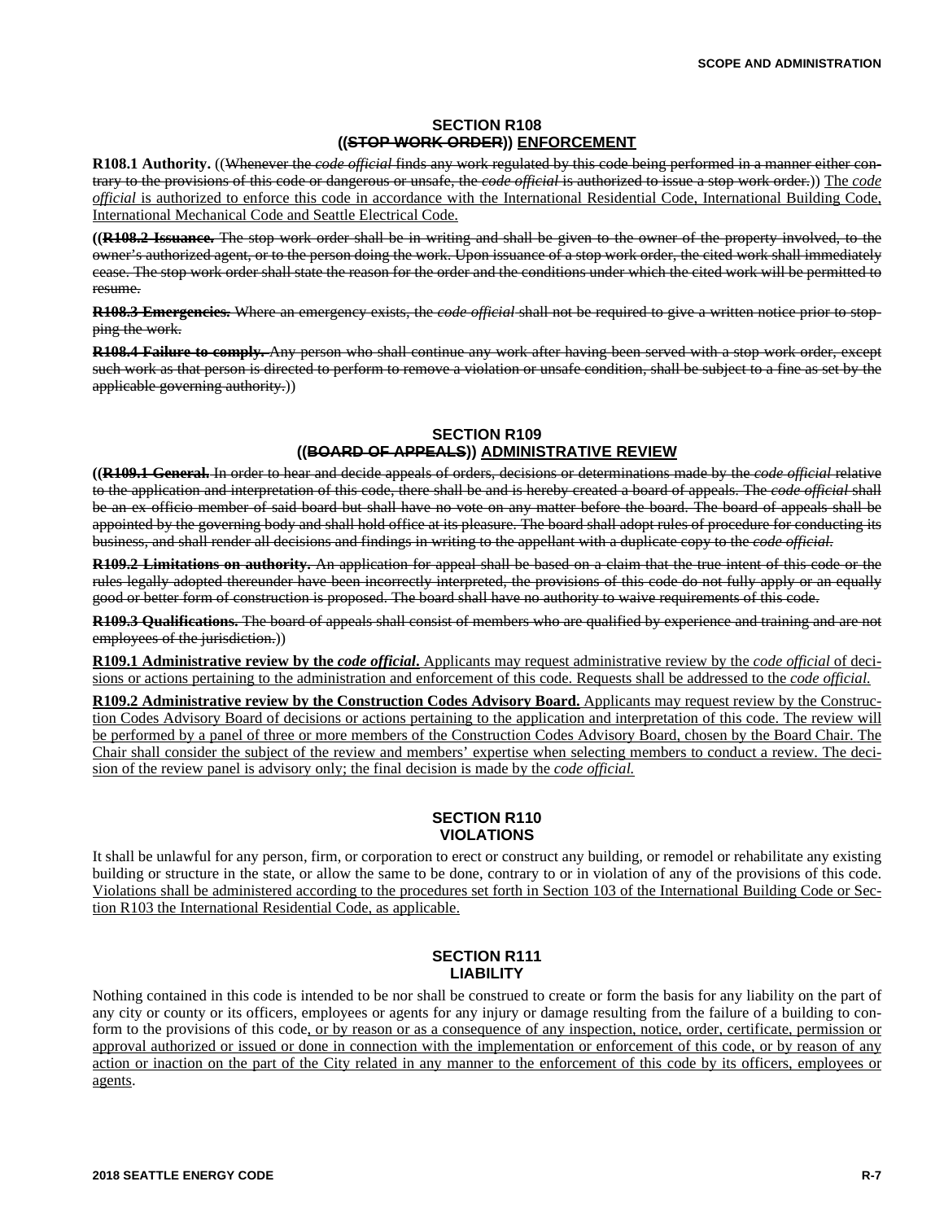## SECTION R108
## ((~~STOP WORK ORDER~~)) <u>ENFORCEMENT</u>

**R108.1 Authority.** ((~~Whenever the *code official* finds any work regulated by this code being performed in a manner either contrary to the provisions of this code or dangerous or unsafe, the *code official* is authorized to issue a stop work order.~~)) <u>The *code official* is authorized to enforce this code in accordance with the International Residential Code, International Building Code, International Mechanical Code and Seattle Electrical Code.</u>

((~~**R108.2 Issuance.** The stop work order shall be in writing and shall be given to the owner of the property involved, to the owner's authorized agent, or to the person doing the work. Upon issuance of a stop work order, the cited work shall immediately cease. The stop work order shall state the reason for the order and the conditions under which the cited work will be permitted to resume.~~

~~**R108.3 Emergencies.** Where an emergency exists, the *code official* shall not be required to give a written notice prior to stopping the work.~~

~~**R108.4 Failure to comply.** Any person who shall continue any work after having been served with a stop work order, except such work as that person is directed to perform to remove a violation or unsafe condition, shall be subject to a fine as set by the applicable governing authority.~~))

## SECTION R109
## ((~~BOARD OF APPEALS~~)) <u>ADMINISTRATIVE REVIEW</u>

((~~**R109.1 General.** In order to hear and decide appeals of orders, decisions or determinations made by the *code official* relative to the application and interpretation of this code, there shall be and is hereby created a board of appeals. The *code official* shall be an ex officio member of said board but shall have no vote on any matter before the board. The board of appeals shall be appointed by the governing body and shall hold office at its pleasure. The board shall adopt rules of procedure for conducting its business, and shall render all decisions and findings in writing to the appellant with a duplicate copy to the *code official*.~~

~~**R109.2 Limitations on authority.** An application for appeal shall be based on a claim that the true intent of this code or the rules legally adopted thereunder have been incorrectly interpreted, the provisions of this code do not fully apply or an equally good or better form of construction is proposed. The board shall have no authority to waive requirements of this code.~~

~~**R109.3 Qualifications.** The board of appeals shall consist of members who are qualified by experience and training and are not employees of the jurisdiction.~~))

<u>**R109.1 Administrative review by the *code official*.** Applicants may request administrative review by the *code official* of decisions or actions pertaining to the administration and enforcement of this code. Requests shall be addressed to the *code official*.</u>

<u>**R109.2 Administrative review by the Construction Codes Advisory Board.** Applicants may request review by the Construction Codes Advisory Board of decisions or actions pertaining to the application and interpretation of this code. The review will be performed by a panel of three or more members of the Construction Codes Advisory Board, chosen by the Board Chair. The Chair shall consider the subject of the review and members' expertise when selecting members to conduct a review. The decision of the review panel is advisory only; the final decision is made by the *code official*.</u>

## SECTION R110
## VIOLATIONS

It shall be unlawful for any person, firm, or corporation to erect or construct any building, or remodel or rehabilitate any existing building or structure in the state, or allow the same to be done, contrary to or in violation of any of the provisions of this code. <u>Violations shall be administered according to the procedures set forth in Section 103 of the International Building Code or Section R103 the International Residential Code, as applicable.</u>

## SECTION R111
## LIABILITY

Nothing contained in this code is intended to be nor shall be construed to create or form the basis for any liability on the part of any city or county or its officers, employees or agents for any injury or damage resulting from the failure of a building to conform to the provisions of this code<u>, or by reason or as a consequence of any inspection, notice, order, certificate, permission or approval authorized or issued or done in connection with the implementation or enforcement of this code, or by reason of any action or inaction on the part of the City related in any manner to the enforcement of this code by its officers, employees or agents</u>.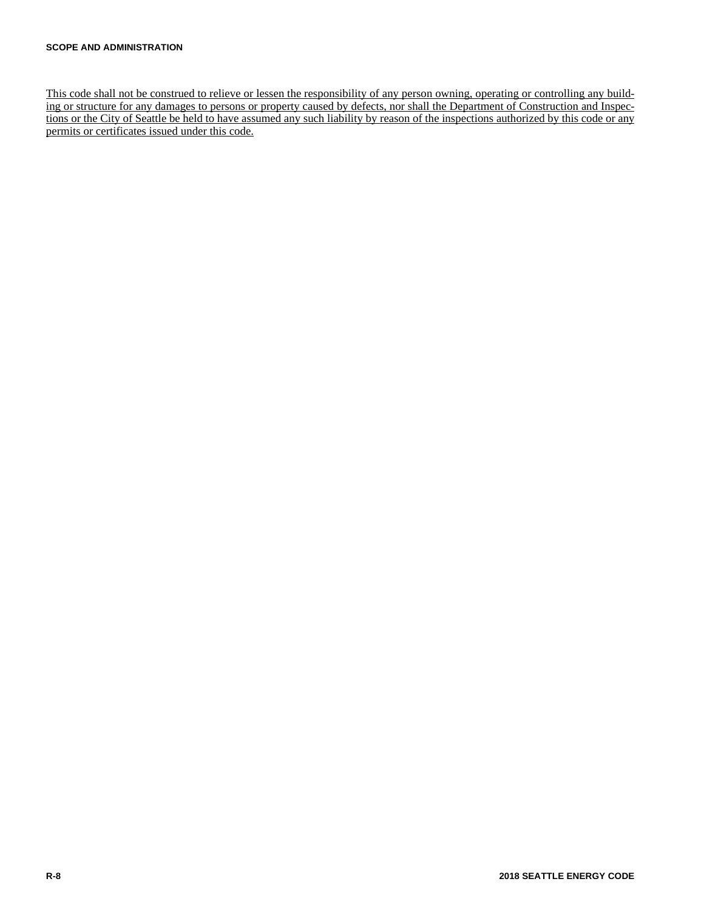This code shall not be construed to relieve or lessen the responsibility of any person owning, operating or controlling any building or structure for any damages to persons or property caused by defects, nor shall the Department of Construction and Inspections or the City of Seattle be held to have assumed any such liability by reason of the inspections authorized by this code or any permits or certificates issued under this code.